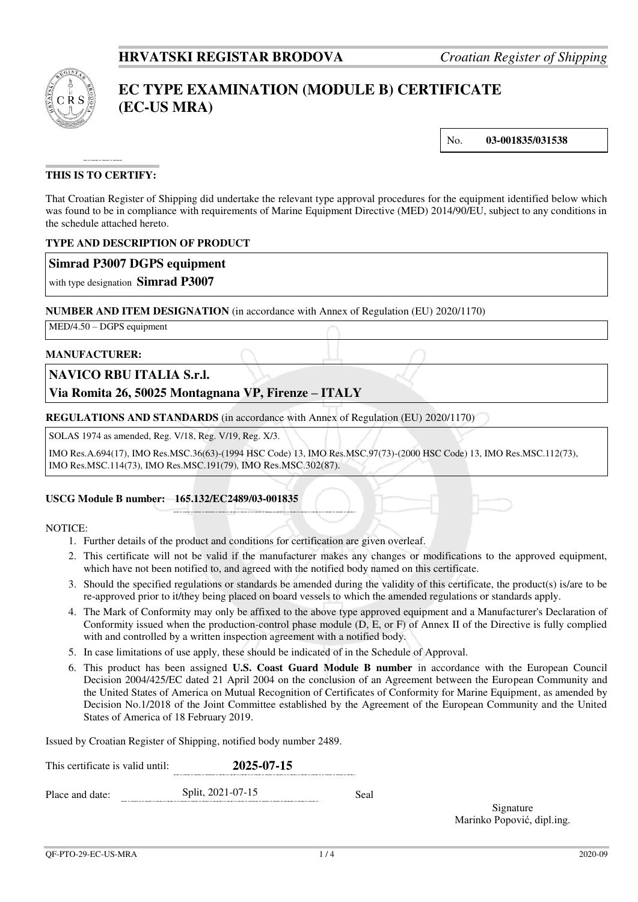**HRVATSKI REGISTAR BRODOVA** *Croatian Register of Shipping*

# EC TYPE EXAMINATION (MODULE B) CERTIFICATE (EC-US MRA)

No. **03-001835/031538**

**THIS IS TO CERTIFY:**

That Croatian Register of Shipping did undertake the relevant type approval procedures for the equipment identified below which was found to be in compliance with requirements of Marine Equipment Directive (MED) 2014/90/EU, subject to any conditions in the schedule attached hereto.

**TYPE AND DESCRIPTION OF PRODUCT**

**Simrad P3007 DGPS equipment**

with type designation **Simrad P3007**

**NUMBER AND ITEM DESIGNATION** (in accordance with Annex of Regulation (EU) 2020/1170)

MED/4.50 – DGPS equipment

**MANUFACTURER:**

**NAVICO RBU ITALIA S.r.l.**
**Via Romita 26, 50025 Montagnana VP, Firenze – ITALY**

**REGULATIONS AND STANDARDS** (in accordance with Annex of Regulation (EU) 2020/1170)

SOLAS 1974 as amended, Reg. V/18, Reg. V/19, Reg. X/3.

IMO Res.A.694(17), IMO Res.MSC.36(63)-(1994 HSC Code) 13, IMO Res.MSC.97(73)-(2000 HSC Code) 13, IMO Res.MSC.112(73), IMO Res.MSC.114(73), IMO Res.MSC.191(79), IMO Res.MSC.302(87).

**USCG Module B number: 165.132/EC2489/03-001835**

NOTICE:

1. Further details of the product and conditions for certification are given overleaf.
2. This certificate will not be valid if the manufacturer makes any changes or modifications to the approved equipment, which have not been notified to, and agreed with the notified body named on this certificate.
3. Should the specified regulations or standards be amended during the validity of this certificate, the product(s) is/are to be re-approved prior to it/they being placed on board vessels to which the amended regulations or standards apply.
4. The Mark of Conformity may only be affixed to the above type approved equipment and a Manufacturer's Declaration of Conformity issued when the production-control phase module (D, E, or F) of Annex II of the Directive is fully complied with and controlled by a written inspection agreement with a notified body.
5. In case limitations of use apply, these should be indicated of in the Schedule of Approval.
6. This product has been assigned **U.S. Coast Guard Module B number** in accordance with the European Council Decision 2004/425/EC dated 21 April 2004 on the conclusion of an Agreement between the European Community and the United States of America on Mutual Recognition of Certificates of Conformity for Marine Equipment, as amended by Decision No.1/2018 of the Joint Committee established by the Agreement of the European Community and the United States of America of 18 February 2019.

Issued by Croatian Register of Shipping, notified body number 2489.

This certificate is valid until: **2025-07-15**

Place and date: Split, 2021-07-15

Seal

Signature
Marinko Popović, dipl.ing.

QF-PTO-29-EC-US-MRA 2020-09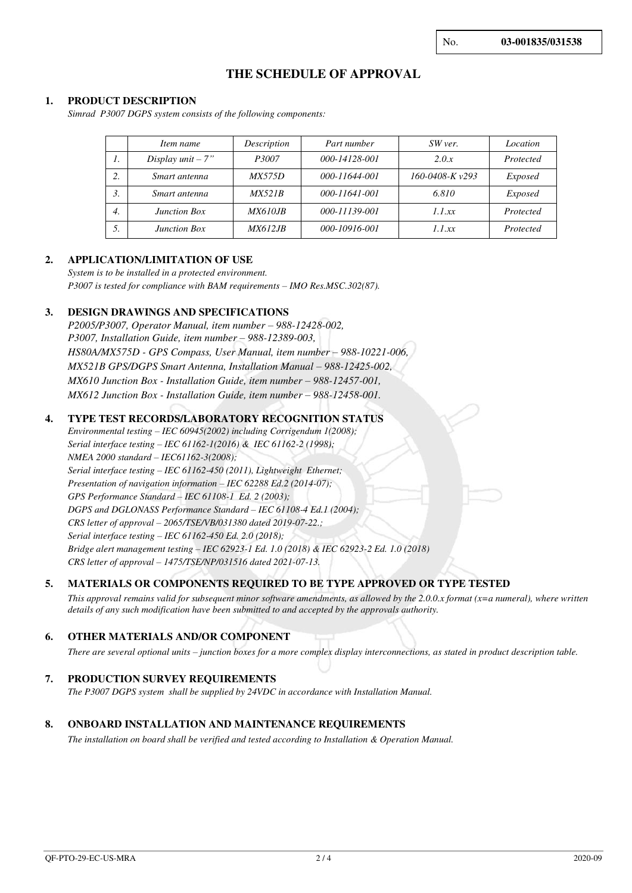No. **03-001835/031538**

# THE SCHEDULE OF APPROVAL

## 1. PRODUCT DESCRIPTION

*Simrad P3007 DGPS system consists of the following components:*

| | *Item name* | *Description* | *Part number* | *SW ver.* | *Location* |
|---|---|---|---|---|---|
| *1.* | *Display unit – 7"* | *P3007* | *000-14128-001* | *2.0.x* | *Protected* |
| *2.* | *Smart antenna* | *MX575D* | *000-11644-001* | *160-0408-K v293* | *Exposed* |
| *3.* | *Smart antenna* | *MX521B* | *000-11641-001* | *6.810* | *Exposed* |
| *4.* | *Junction Box* | *MX610JB* | *000-11139-001* | *1.1.xx* | *Protected* |
| *5.* | *Junction Box* | *MX612JB* | *000-10916-001* | *1.1.xx* | *Protected* |

## 2. APPLICATION/LIMITATION OF USE

*System is to be installed in a protected environment.*
*P3007 is tested for compliance with BAM requirements – IMO Res.MSC.302(87).*

## 3. DESIGN DRAWINGS AND SPECIFICATIONS

*P2005/P3007, Operator Manual, item number – 988-12428-002,*
*P3007, Installation Guide, item number – 988-12389-003,*
*HS80A/MX575D - GPS Compass, User Manual, item number – 988-10221-006,*
*MX521B GPS/DGPS Smart Antenna, Installation Manual – 988-12425-002,*
*MX610 Junction Box - Installation Guide, item number – 988-12457-001,*
*MX612 Junction Box - Installation Guide, item number – 988-12458-001.*

## 4. TYPE TEST RECORDS/LABORATORY RECOGNITION STATUS

*Environmental testing – IEC 60945(2002) including Corrigendum 1(2008);*
*Serial interface testing – IEC 61162-1(2016) & IEC 61162-2 (1998);*
*NMEA 2000 standard – IEC61162-3(2008);*
*Serial interface testing – IEC 61162-450 (2011), Lightweight Ethernet;*
*Presentation of navigation information – IEC 62288 Ed.2 (2014-07);*
*GPS Performance Standard – IEC 61108-1 Ed. 2 (2003);*
*DGPS and DGLONASS Performance Standard – IEC 61108-4 Ed.1 (2004);*
*CRS letter of approval – 2065/TSE/VB/031380 dated 2019-07-22.;*
*Serial interface testing – IEC 61162-450 Ed. 2.0 (2018);*
*Bridge alert management testing – IEC 62923-1 Ed. 1.0 (2018) & IEC 62923-2 Ed. 1.0 (2018)*
*CRS letter of approval – 1475/TSE/NP/031516 dated 2021-07-13.*

## 5. MATERIALS OR COMPONENTS REQUIRED TO BE TYPE APPROVED OR TYPE TESTED

*This approval remains valid for subsequent minor software amendments, as allowed by the 2.0.0.x format (x=a numeral), where written details of any such modification have been submitted to and accepted by the approvals authority.*

## 6. OTHER MATERIALS AND/OR COMPONENT

*There are several optional units – junction boxes for a more complex display interconnections, as stated in product description table.*

## 7. PRODUCTION SURVEY REQUIREMENTS

*The P3007 DGPS system shall be supplied by 24VDC in accordance with Installation Manual.*

## 8. ONBOARD INSTALLATION AND MAINTENANCE REQUIREMENTS

*The installation on board shall be verified and tested according to Installation & Operation Manual.*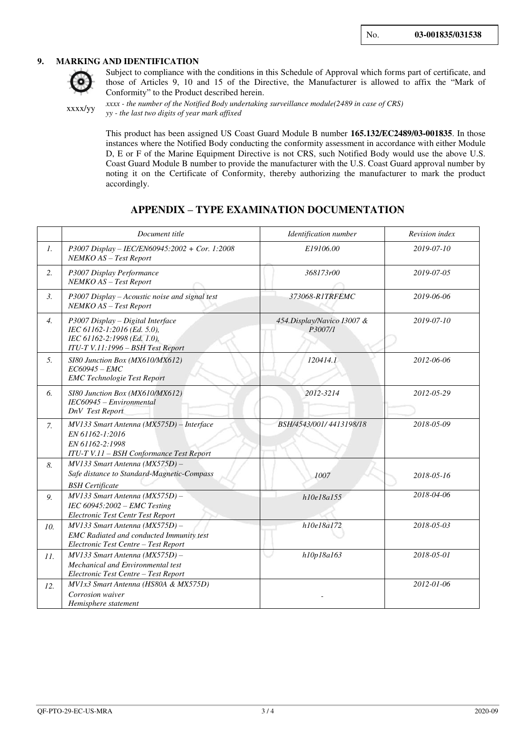No. **03-001835/031538**

## 9. MARKING AND IDENTIFICATION

Subject to compliance with the conditions in this Schedule of Approval which forms part of certificate, and those of Articles 9, 10 and 15 of the Directive, the Manufacturer is allowed to affix the "Mark of Conformity" to the Product described herein.

xxxx/yy

*xxxx - the number of the Notified Body undertaking surveillance module(2489 in case of CRS)*
*yy - the last two digits of year mark affixed*

This product has been assigned US Coast Guard Module B number **165.132/EC2489/03-001835**. In those instances where the Notified Body conducting the conformity assessment in accordance with either Module D, E or F of the Marine Equipment Directive is not CRS, such Notified Body would use the above U.S. Coast Guard Module B number to provide the manufacturer with the U.S. Coast Guard approval number by noting it on the Certificate of Conformity, thereby authorizing the manufacturer to mark the product accordingly.

## APPENDIX – TYPE EXAMINATION DOCUMENTATION

| | *Document title* | *Identification number* | *Revision index* |
|---|---|---|---|
| *1.* | *P3007 Display – IEC/EN60945:2002 + Cor. 1:2008*<br>*NEMKO AS – Test Report* | *E19106.00* | *2019-07-10* |
| *2.* | *P3007 Display Performance*<br>*NEMKO AS – Test Report* | *368173r00* | *2019-07-05* |
| *3.* | *P3007 Display – Acoustic noise and signal test*<br>*NEMKO AS – Test Report* | *373068-R1TRFEMC* | *2019-06-06* |
| *4.* | *P3007 Display – Digital Interface*<br>*IEC 61162-1:2016 (Ed. 5.0),*<br>*IEC 61162-2:1998 (Ed. 1.0),*<br>*ITU-T V.11:1996 – BSH Test Report* | *454.Display/Navico I3007 & P3007/1* | *2019-07-10* |
| *5.* | *SI80 Junction Box (MX610/MX612)*<br>*EC60945 – EMC*<br>*EMC Technologie Test Report* | *120414.1* | *2012-06-06* |
| *6.* | *SI80 Junction Box (MX610/MX612)*<br>*IEC60945 – Environmental*<br>*DnV Test Report* | *2012-3214* | *2012-05-29* |
| *7.* | *MV133 Smart Antenna (MX575D) – Interface*<br>*EN 61162-1:2016*<br>*EN 61162-2:1998*<br>*ITU-T V.11 – BSH Conformance Test Report* | *BSH/4543/001/ 4413198/18* | *2018-05-09* |
| *8.* | *MV133 Smart Antenna (MX575D) –*<br>*Safe distance to Standard-Magnetic-Compass*<br>*BSH Certificate* | *1007* | *2018-05-16* |
| *9.* | *MV133 Smart Antenna (MX575D) –*<br>*IEC 60945:2002 – EMC Testing*<br>*Electronic Test Centr Test Report* | *h10e18a155* | *2018-04-06* |
| *10.* | *MV133 Smart Antenna (MX575D) –*<br>*EMC Radiated and conducted Immunity test*<br>*Electronic Test Centre – Test Report* | *h10e18a172* | *2018-05-03* |
| *11.* | *MV133 Smart Antenna (MX575D) –*<br>*Mechanical and Environmental test*<br>*Electronic Test Centre – Test Report* | *h10p18a163* | *2018-05-01* |
| *12.* | *MV1x3 Smart Antenna (HS80A & MX575D)*<br>*Corrosion waiver*<br>*Hemisphere statement* | - | *2012-01-06* |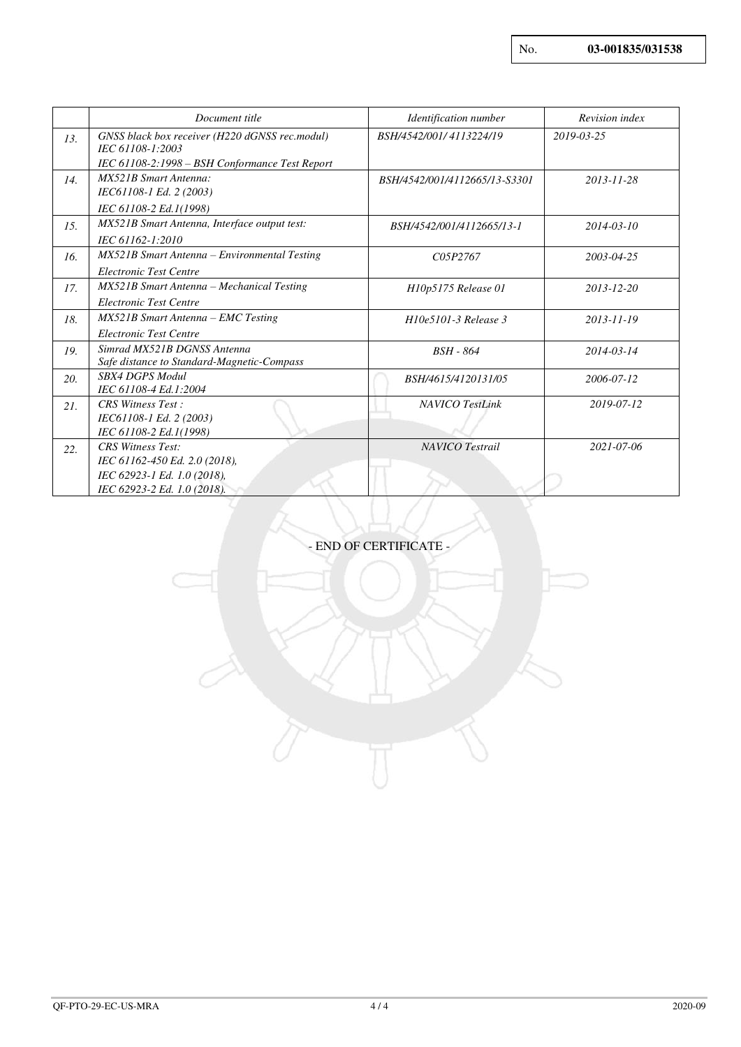No. **03-001835/031538**

| | *Document title* | *Identification number* | *Revision index* |
|---|---|---|---|
| *13.* | *GNSS black box receiver (H220 dGNSS rec.modul)*<br>*IEC 61108-1:2003*<br>*IEC 61108-2:1998 – BSH Conformance Test Report* | *BSH/4542/001/ 4113224/19* | *2019-03-25* |
| *14.* | *MX521B Smart Antenna:*<br>*IEC61108-1 Ed. 2 (2003)*<br>*IEC 61108-2 Ed.1(1998)* | *BSH/4542/001/4112665/13-S3301* | *2013-11-28* |
| *15.* | *MX521B Smart Antenna, Interface output test:*<br>*IEC 61162-1:2010* | *BSH/4542/001/4112665/13-1* | *2014-03-10* |
| *16.* | *MX521B Smart Antenna – Environmental Testing*<br>*Electronic Test Centre* | *C05P2767* | *2003-04-25* |
| *17.* | *MX521B Smart Antenna – Mechanical Testing*<br>*Electronic Test Centre* | *H10p5175 Release 01* | *2013-12-20* |
| *18.* | *MX521B Smart Antenna – EMC Testing*<br>*Electronic Test Centre* | *H10e5101-3 Release 3* | *2013-11-19* |
| *19.* | *Simrad MX521B DGNSS Antenna*<br>*Safe distance to Standard-Magnetic-Compass* | *BSH - 864* | *2014-03-14* |
| *20.* | *SBX4 DGPS Modul*<br>*IEC 61108-4 Ed.1:2004* | *BSH/4615/4120131/05* | *2006-07-12* |
| *21.* | *CRS Witness Test :*<br>*IEC61108-1 Ed. 2 (2003)*<br>*IEC 61108-2 Ed.1(1998)* | *NAVICO TestLink* | *2019-07-12* |
| *22.* | *CRS Witness Test:*<br>*IEC 61162-450 Ed. 2.0 (2018),*<br>*IEC 62923-1 Ed. 1.0 (2018),*<br>*IEC 62923-2 Ed. 1.0 (2018).* | *NAVICO Testrail* | *2021-07-06* |

- END OF CERTIFICATE -

QF-PTO-29-EC-US-MRA 2020-09